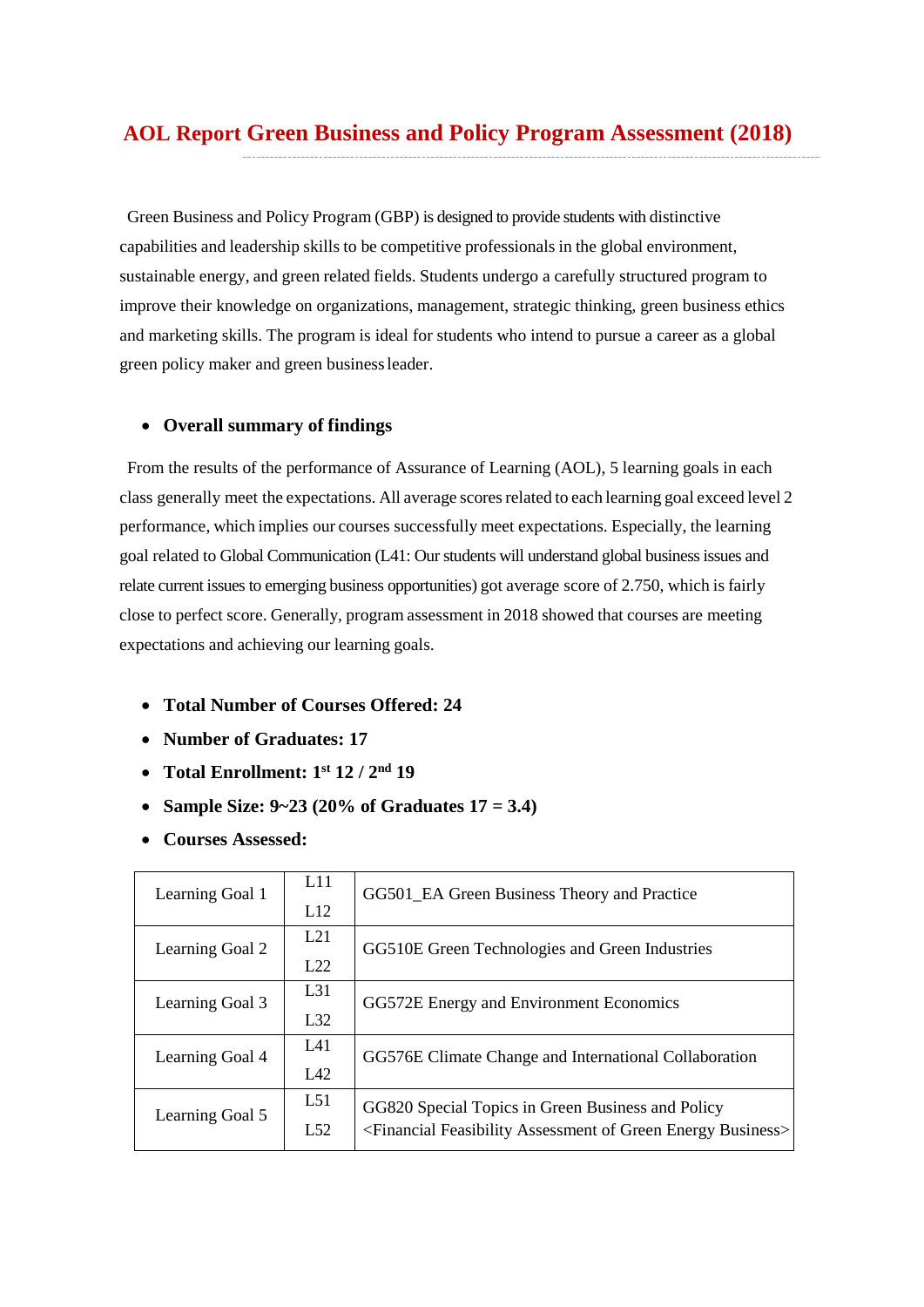# AOL Report Green Business and Policy Program Assessment (2018)

Green Business and Policy Program (GBP) is designed to provide students with distinctive capabilities and leadership skills to be competitive professionals in the global environment, sustainable energy, and green related fields. Students undergo a carefully structured program to improve their knowledge on organizations, management, strategic thinking, green business ethics and marketing skills. The program is ideal for students who intend to pursue a career as a global green policy maker and green business leader.

- **Overall summary of findings**

From the results of the performance of Assurance of Learning (AOL), 5 learning goals in each class generally meet the expectations. All average scores related to each learning goal exceed level 2 performance, which implies our courses successfully meet expectations. Especially, the learning goal related to Global Communication (L41: Our students will understand global business issues and relate current issues to emerging business opportunities) got average score of 2.750, which is fairly close to perfect score. Generally, program assessment in 2018 showed that courses are meeting expectations and achieving our learning goals.

- **Total Number of Courses Offered: 24**
- **Number of Graduates: 17**
- **Total Enrollment: 1st 12 / 2nd 19**
- **Sample Size: 9~23 (20% of Graduates 17 = 3.4)**
- **Courses Assessed:**

| | | |
|---|---|---|
| Learning Goal 1 | L11<br>L12 | GG501_EA Green Business Theory and Practice |
| Learning Goal 2 | L21<br>L22 | GG510E Green Technologies and Green Industries |
| Learning Goal 3 | L31<br>L32 | GG572E Energy and Environment Economics |
| Learning Goal 4 | L41<br>L42 | GG576E Climate Change and International Collaboration |
| Learning Goal 5 | L51<br>L52 | GG820 Special Topics in Green Business and Policy<br><Financial Feasibility Assessment of Green Energy Business> |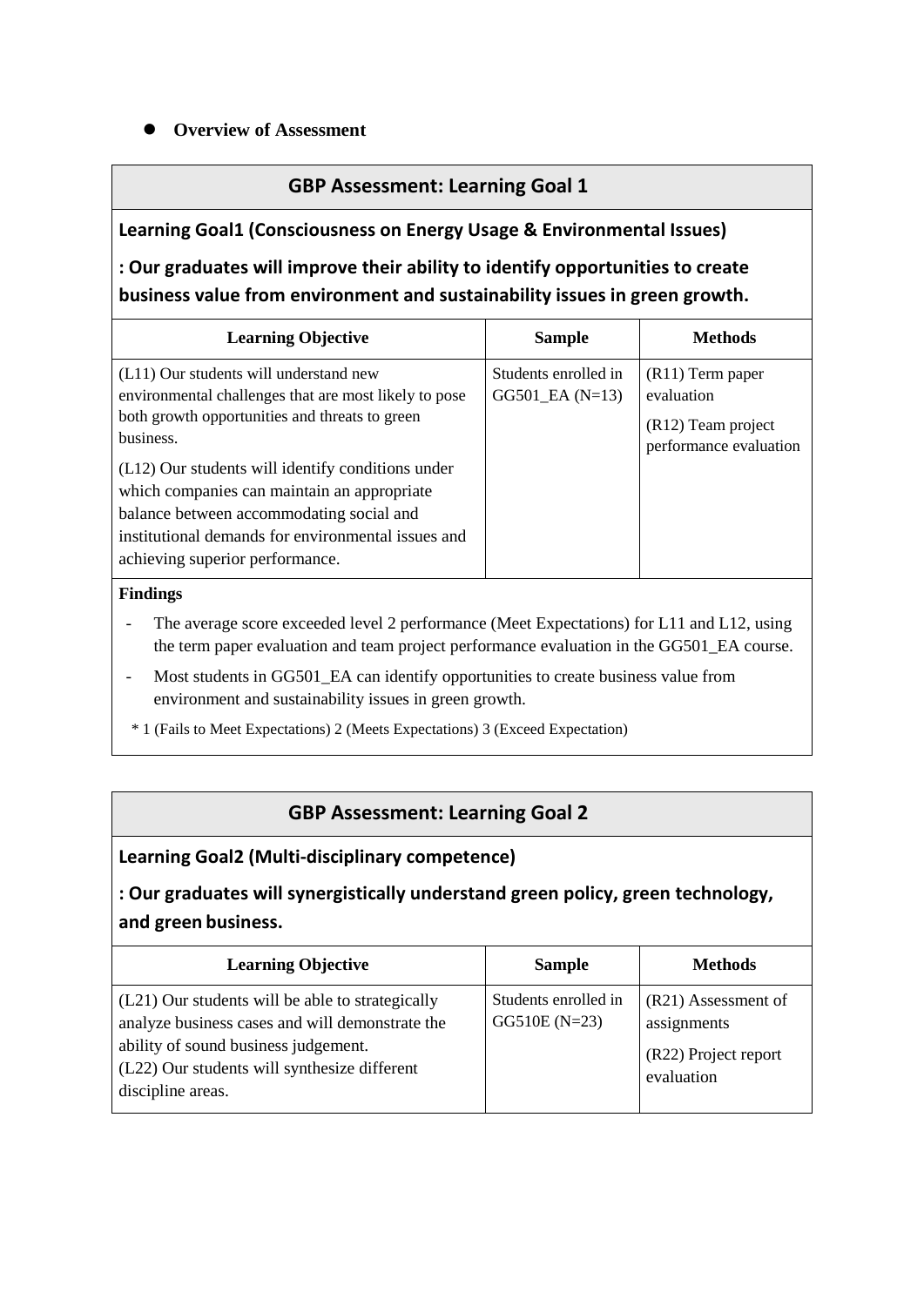- **Overview of Assessment**

## GBP Assessment: Learning Goal 1

**Learning Goal1 (Consciousness on Energy Usage & Environmental Issues)**

**: Our graduates will improve their ability to identify opportunities to create business value from environment and sustainability issues in green growth.**

| Learning Objective | Sample | Methods |
|---|---|---|
| (L11) Our students will understand new environmental challenges that are most likely to pose both growth opportunities and threats to green business.<br><br>(L12) Our students will identify conditions under which companies can maintain an appropriate balance between accommodating social and institutional demands for environmental issues and achieving superior performance. | Students enrolled in GG501_EA (N=13) | (R11) Term paper evaluation<br><br>(R12) Team project performance evaluation |

**Findings**

- The average score exceeded level 2 performance (Meet Expectations) for L11 and L12, using the term paper evaluation and team project performance evaluation in the GG501_EA course.
- Most students in GG501_EA can identify opportunities to create business value from environment and sustainability issues in green growth.

\* 1 (Fails to Meet Expectations) 2 (Meets Expectations) 3 (Exceed Expectation)

## GBP Assessment: Learning Goal 2

**Learning Goal2 (Multi-disciplinary competence)**

**: Our graduates will synergistically understand green policy, green technology, and green business.**

| Learning Objective | Sample | Methods |
|---|---|---|
| (L21) Our students will be able to strategically analyze business cases and will demonstrate the ability of sound business judgement.<br>(L22) Our students will synthesize different discipline areas. | Students enrolled in GG510E (N=23) | (R21) Assessment of assignments<br><br>(R22) Project report evaluation |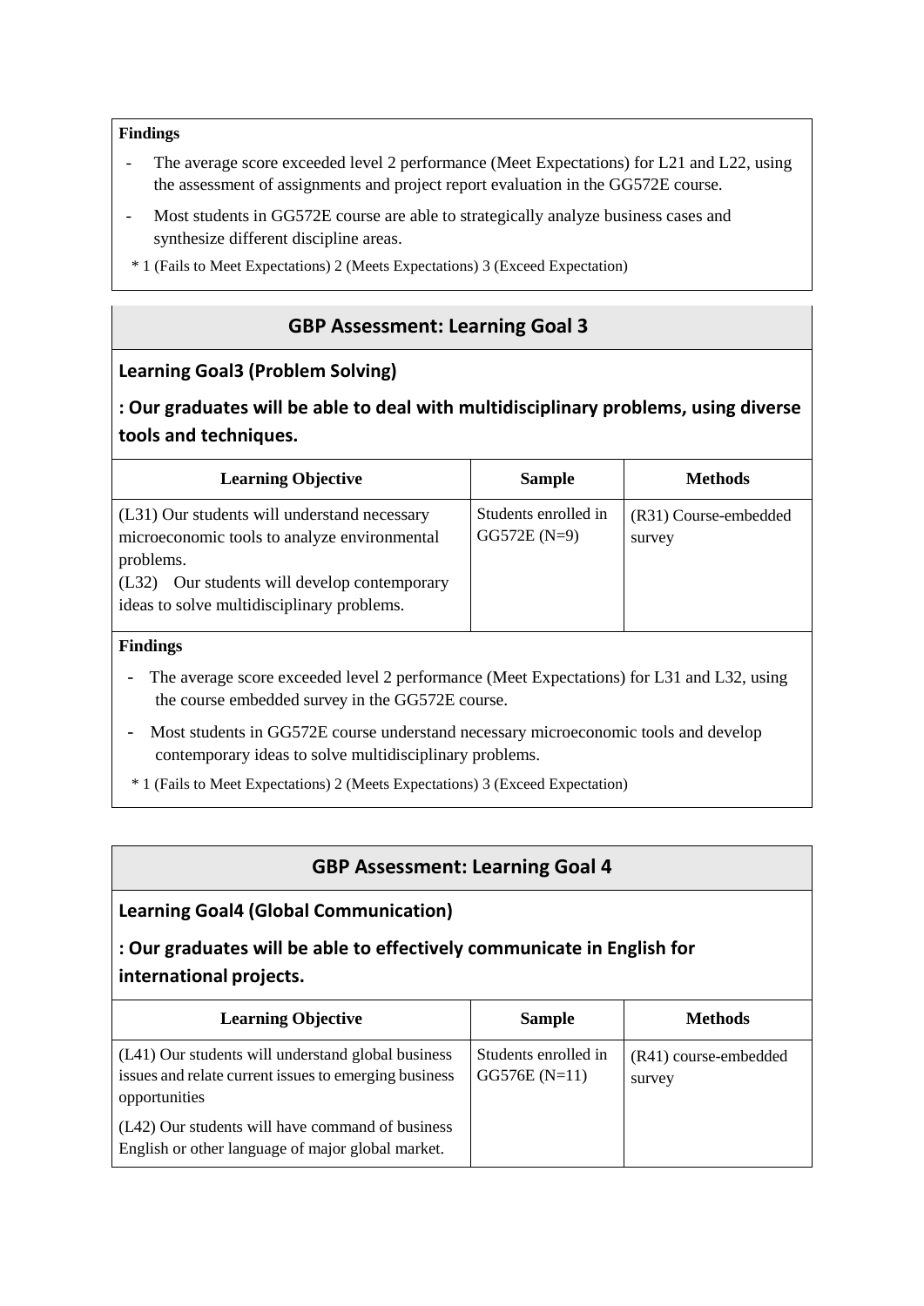**Findings**

- The average score exceeded level 2 performance (Meet Expectations) for L21 and L22, using the assessment of assignments and project report evaluation in the GG572E course.
- Most students in GG572E course are able to strategically analyze business cases and synthesize different discipline areas.

\* 1 (Fails to Meet Expectations) 2 (Meets Expectations) 3 (Exceed Expectation)

## GBP Assessment: Learning Goal 3

### Learning Goal3 (Problem Solving)

### : Our graduates will be able to deal with multidisciplinary problems, using diverse tools and techniques.

| Learning Objective | Sample | Methods |
| --- | --- | --- |
| (L31) Our students will understand necessary microeconomic tools to analyze environmental problems.<br>(L32) Our students will develop contemporary ideas to solve multidisciplinary problems. | Students enrolled in GG572E (N=9) | (R31) Course-embedded survey |

**Findings**

- The average score exceeded level 2 performance (Meet Expectations) for L31 and L32, using the course embedded survey in the GG572E course.
- Most students in GG572E course understand necessary microeconomic tools and develop contemporary ideas to solve multidisciplinary problems.

\* 1 (Fails to Meet Expectations) 2 (Meets Expectations) 3 (Exceed Expectation)

## GBP Assessment: Learning Goal 4

### Learning Goal4 (Global Communication)

### : Our graduates will be able to effectively communicate in English for international projects.

| Learning Objective | Sample | Methods |
| --- | --- | --- |
| (L41) Our students will understand global business issues and relate current issues to emerging business opportunities<br>(L42) Our students will have command of business English or other language of major global market. | Students enrolled in GG576E (N=11) | (R41) course-embedded survey |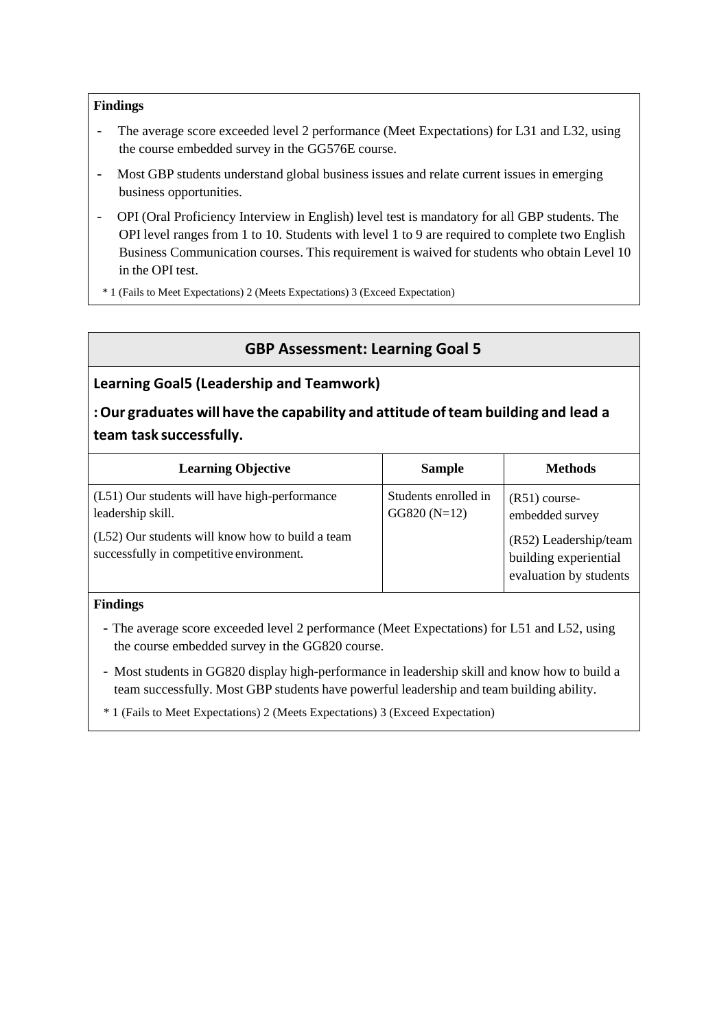**Findings**

- The average score exceeded level 2 performance (Meet Expectations) for L31 and L32, using the course embedded survey in the GG576E course.
- Most GBP students understand global business issues and relate current issues in emerging business opportunities.
- OPI (Oral Proficiency Interview in English) level test is mandatory for all GBP students. The OPI level ranges from 1 to 10. Students with level 1 to 9 are required to complete two English Business Communication courses. This requirement is waived for students who obtain Level 10 in the OPI test.

* 1 (Fails to Meet Expectations) 2 (Meets Expectations) 3 (Exceed Expectation)

## GBP Assessment: Learning Goal 5

### Learning Goal5 (Leadership and Teamwork)

### : Our graduates will have the capability and attitude of team building and lead a team task successfully.

| Learning Objective | Sample | Methods |
|---|---|---|
| (L51) Our students will have high-performance leadership skill.<br>(L52) Our students will know how to build a team successfully in competitive environment. | Students enrolled in GG820 (N=12) | (R51) course-embedded survey<br>(R52) Leadership/team building experiential evaluation by students |

**Findings**

- The average score exceeded level 2 performance (Meet Expectations) for L51 and L52, using the course embedded survey in the GG820 course.
- Most students in GG820 display high-performance in leadership skill and know how to build a team successfully. Most GBP students have powerful leadership and team building ability.

* 1 (Fails to Meet Expectations) 2 (Meets Expectations) 3 (Exceed Expectation)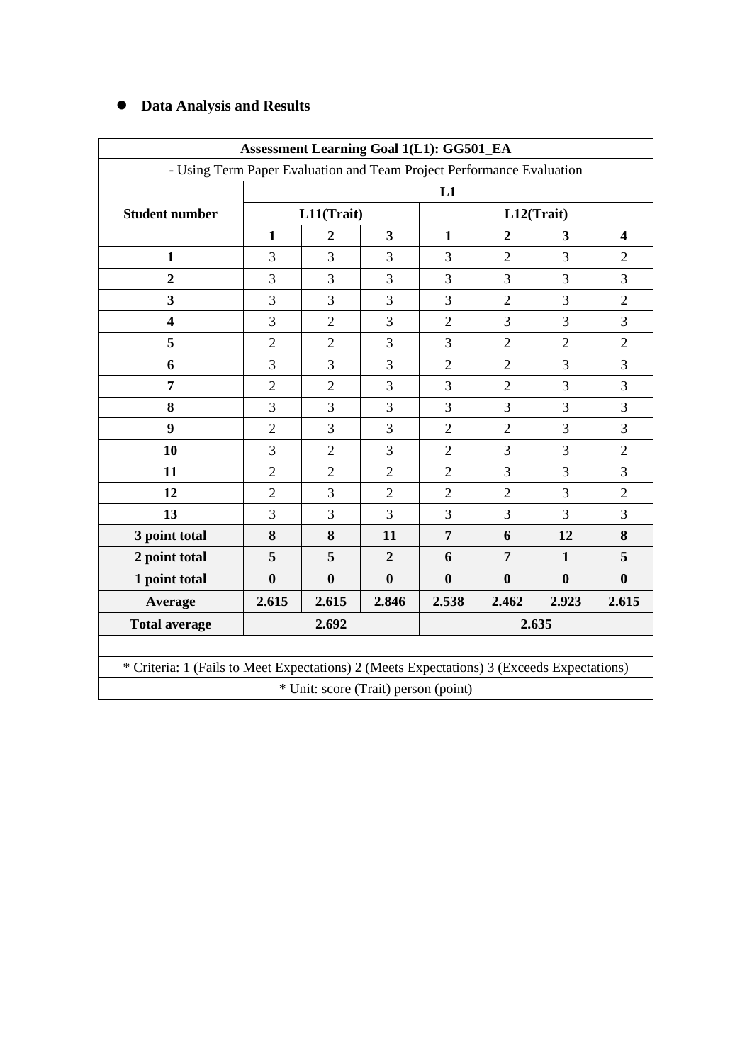- **Data Analysis and Results**

| Assessment Learning Goal 1(L1): GG501_EA | | | | | | | |
|---|---|---|---|---|---|---|---|
| - Using Term Paper Evaluation and Team Project Performance Evaluation | | | | | | | |
| **Student number** | **L1** | | | | | | |
| | **L11(Trait)** | | | **L12(Trait)** | | | |
| | **1** | **2** | **3** | **1** | **2** | **3** | **4** |
| **1** | 3 | 3 | 3 | 3 | 2 | 3 | 2 |
| **2** | 3 | 3 | 3 | 3 | 3 | 3 | 3 |
| **3** | 3 | 3 | 3 | 3 | 2 | 3 | 2 |
| **4** | 3 | 2 | 3 | 2 | 3 | 3 | 3 |
| **5** | 2 | 2 | 3 | 3 | 2 | 2 | 2 |
| **6** | 3 | 3 | 3 | 2 | 2 | 3 | 3 |
| **7** | 2 | 2 | 3 | 3 | 2 | 3 | 3 |
| **8** | 3 | 3 | 3 | 3 | 3 | 3 | 3 |
| **9** | 2 | 3 | 3 | 2 | 2 | 3 | 3 |
| **10** | 3 | 2 | 3 | 2 | 3 | 3 | 2 |
| **11** | 2 | 2 | 2 | 2 | 3 | 3 | 3 |
| **12** | 2 | 3 | 2 | 2 | 2 | 3 | 2 |
| **13** | 3 | 3 | 3 | 3 | 3 | 3 | 3 |
| **3 point total** | **8** | **8** | **11** | **7** | **6** | **12** | **8** |
| **2 point total** | **5** | **5** | **2** | **6** | **7** | **1** | **5** |
| **1 point total** | **0** | **0** | **0** | **0** | **0** | **0** | **0** |
| **Average** | **2.615** | **2.615** | **2.846** | **2.538** | **2.462** | **2.923** | **2.615** |
| **Total average** | **2.692** | | | **2.635** | | | |
| | | | | | | | |
| * Criteria: 1 (Fails to Meet Expectations) 2 (Meets Expectations) 3 (Exceeds Expectations) | | | | | | | |
| * Unit: score (Trait) person (point) | | | | | | | |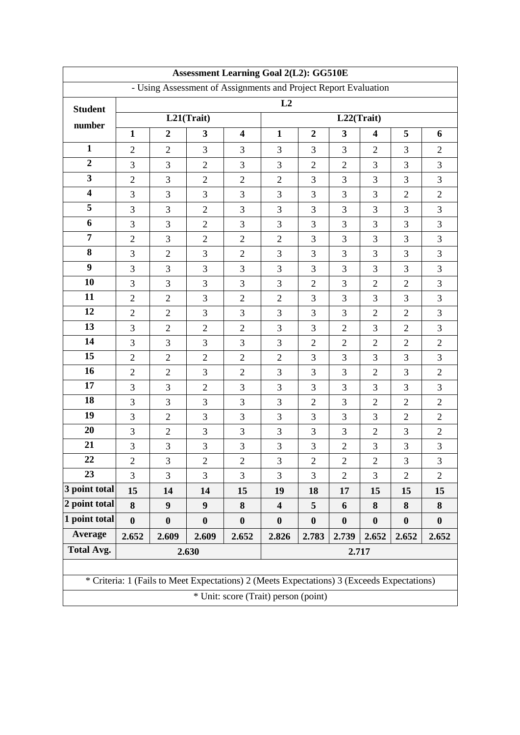| Assessment Learning Goal 2(L2): GG510E | | | | | | | | | | |
|---|---|---|---|---|---|---|---|---|---|---|
| - Using Assessment of Assignments and Project Report Evaluation | | | | | | | | | | |
| **Student number** | **L2** | | | | | | | | | |
| | **L21(Trait)** | | | | **L22(Trait)** | | | | | |
| | **1** | **2** | **3** | **4** | **1** | **2** | **3** | **4** | **5** | **6** |
| **1** | 2 | 2 | 3 | 3 | 3 | 3 | 3 | 2 | 3 | 2 |
| **2** | 3 | 3 | 2 | 3 | 3 | 2 | 2 | 3 | 3 | 3 |
| **3** | 2 | 3 | 2 | 2 | 2 | 3 | 3 | 3 | 3 | 3 |
| **4** | 3 | 3 | 3 | 3 | 3 | 3 | 3 | 3 | 2 | 2 |
| **5** | 3 | 3 | 2 | 3 | 3 | 3 | 3 | 3 | 3 | 3 |
| **6** | 3 | 3 | 2 | 3 | 3 | 3 | 3 | 3 | 3 | 3 |
| **7** | 2 | 3 | 2 | 2 | 2 | 3 | 3 | 3 | 3 | 3 |
| **8** | 3 | 2 | 3 | 2 | 3 | 3 | 3 | 3 | 3 | 3 |
| **9** | 3 | 3 | 3 | 3 | 3 | 3 | 3 | 3 | 3 | 3 |
| **10** | 3 | 3 | 3 | 3 | 3 | 2 | 3 | 2 | 2 | 3 |
| **11** | 2 | 2 | 3 | 2 | 2 | 3 | 3 | 3 | 3 | 3 |
| **12** | 2 | 2 | 3 | 3 | 3 | 3 | 3 | 2 | 2 | 3 |
| **13** | 3 | 2 | 2 | 2 | 3 | 3 | 2 | 3 | 2 | 3 |
| **14** | 3 | 3 | 3 | 3 | 3 | 2 | 2 | 2 | 2 | 2 |
| **15** | 2 | 2 | 2 | 2 | 2 | 3 | 3 | 3 | 3 | 3 |
| **16** | 2 | 2 | 3 | 2 | 3 | 3 | 3 | 2 | 3 | 2 |
| **17** | 3 | 3 | 2 | 3 | 3 | 3 | 3 | 3 | 3 | 3 |
| **18** | 3 | 3 | 3 | 3 | 3 | 2 | 3 | 2 | 2 | 2 |
| **19** | 3 | 2 | 3 | 3 | 3 | 3 | 3 | 3 | 2 | 2 |
| **20** | 3 | 2 | 3 | 3 | 3 | 3 | 3 | 2 | 3 | 2 |
| **21** | 3 | 3 | 3 | 3 | 3 | 3 | 2 | 3 | 3 | 3 |
| **22** | 2 | 3 | 2 | 2 | 3 | 2 | 2 | 2 | 3 | 3 |
| **23** | 3 | 3 | 3 | 3 | 3 | 3 | 2 | 3 | 2 | 2 |
| **3 point total** | **15** | **14** | **14** | **15** | **19** | **18** | **17** | **15** | **15** | **15** |
| **2 point total** | **8** | **9** | **9** | **8** | **4** | **5** | **6** | **8** | **8** | **8** |
| **1 point total** | **0** | **0** | **0** | **0** | **0** | **0** | **0** | **0** | **0** | **0** |
| **Average** | **2.652** | **2.609** | **2.609** | **2.652** | **2.826** | **2.783** | **2.739** | **2.652** | **2.652** | **2.652** |
| **Total Avg.** | **2.630** | | | | **2.717** | | | | | |
| * Criteria: 1 (Fails to Meet Expectations) 2 (Meets Expectations) 3 (Exceeds Expectations) | | | | | | | | | | |
| * Unit: score (Trait) person (point) | | | | | | | | | | |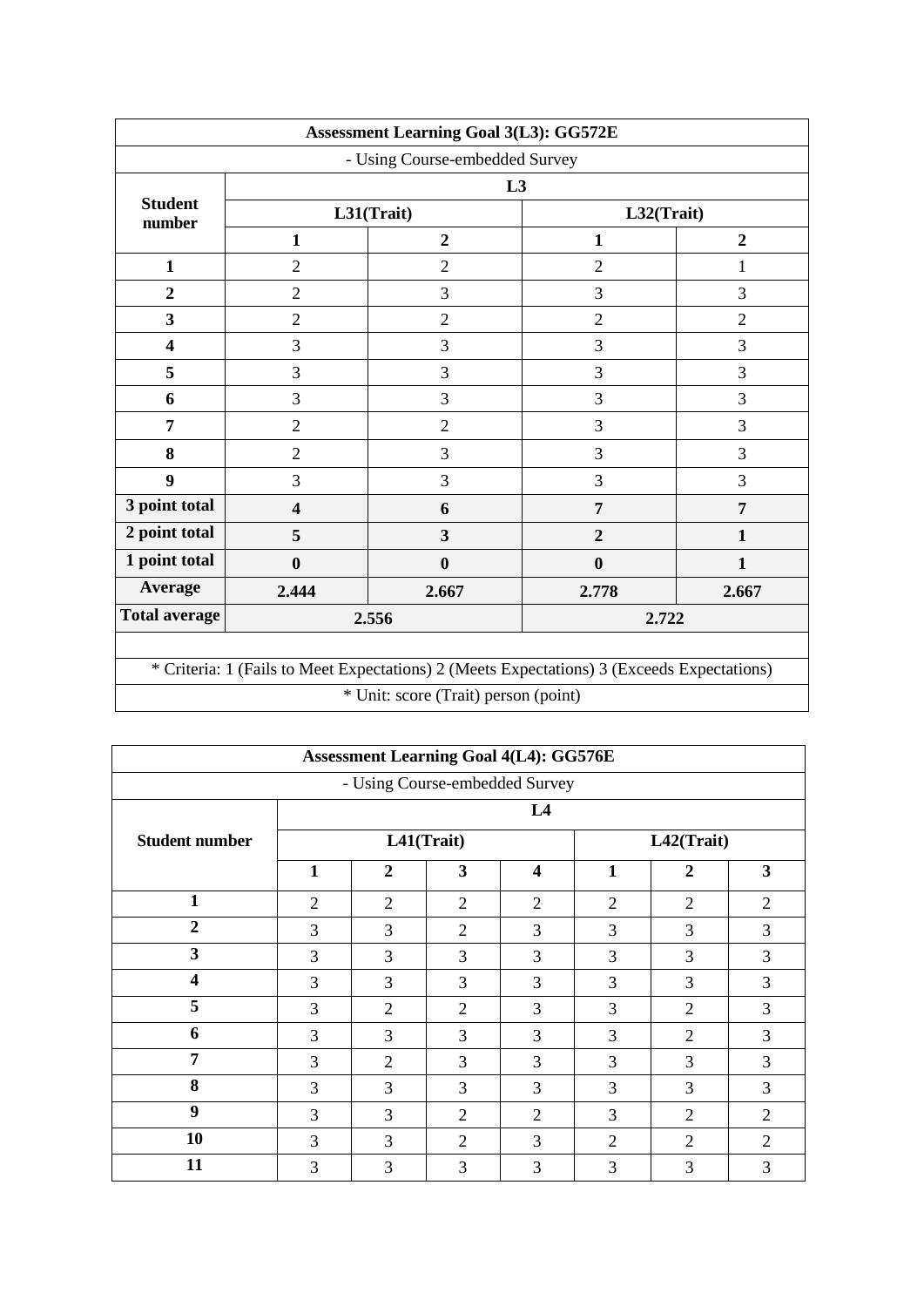| Assessment Learning Goal 3(L3): GG572E | | | | |
|---|---|---|---|---|
| - Using Course-embedded Survey | | | | |
| Student number | L3 | | | |
| | L31(Trait) | | L32(Trait) | |
| | 1 | 2 | 1 | 2 |
| 1 | 2 | 2 | 2 | 1 |
| 2 | 2 | 3 | 3 | 3 |
| 3 | 2 | 2 | 2 | 2 |
| 4 | 3 | 3 | 3 | 3 |
| 5 | 3 | 3 | 3 | 3 |
| 6 | 3 | 3 | 3 | 3 |
| 7 | 2 | 2 | 3 | 3 |
| 8 | 2 | 3 | 3 | 3 |
| 9 | 3 | 3 | 3 | 3 |
| 3 point total | 4 | 6 | 7 | 7 |
| 2 point total | 5 | 3 | 2 | 1 |
| 1 point total | 0 | 0 | 0 | 1 |
| Average | 2.444 | 2.667 | 2.778 | 2.667 |
| Total average | 2.556 | | 2.722 | |
| * Criteria: 1 (Fails to Meet Expectations) 2 (Meets Expectations) 3 (Exceeds Expectations) | | | | |
| * Unit: score (Trait) person (point) | | | | |

| Assessment Learning Goal 4(L4): GG576E | | | | | | | |
|---|---|---|---|---|---|---|---|
| - Using Course-embedded Survey | | | | | | | |
| Student number | L4 | | | | | | |
| | L41(Trait) | | | | L42(Trait) | | |
| | 1 | 2 | 3 | 4 | 1 | 2 | 3 |
| 1 | 2 | 2 | 2 | 2 | 2 | 2 | 2 |
| 2 | 3 | 3 | 2 | 3 | 3 | 3 | 3 |
| 3 | 3 | 3 | 3 | 3 | 3 | 3 | 3 |
| 4 | 3 | 3 | 3 | 3 | 3 | 3 | 3 |
| 5 | 3 | 2 | 2 | 3 | 3 | 2 | 3 |
| 6 | 3 | 3 | 3 | 3 | 3 | 2 | 3 |
| 7 | 3 | 2 | 3 | 3 | 3 | 3 | 3 |
| 8 | 3 | 3 | 3 | 3 | 3 | 3 | 3 |
| 9 | 3 | 3 | 2 | 2 | 3 | 2 | 2 |
| 10 | 3 | 3 | 2 | 3 | 2 | 2 | 2 |
| 11 | 3 | 3 | 3 | 3 | 3 | 3 | 3 |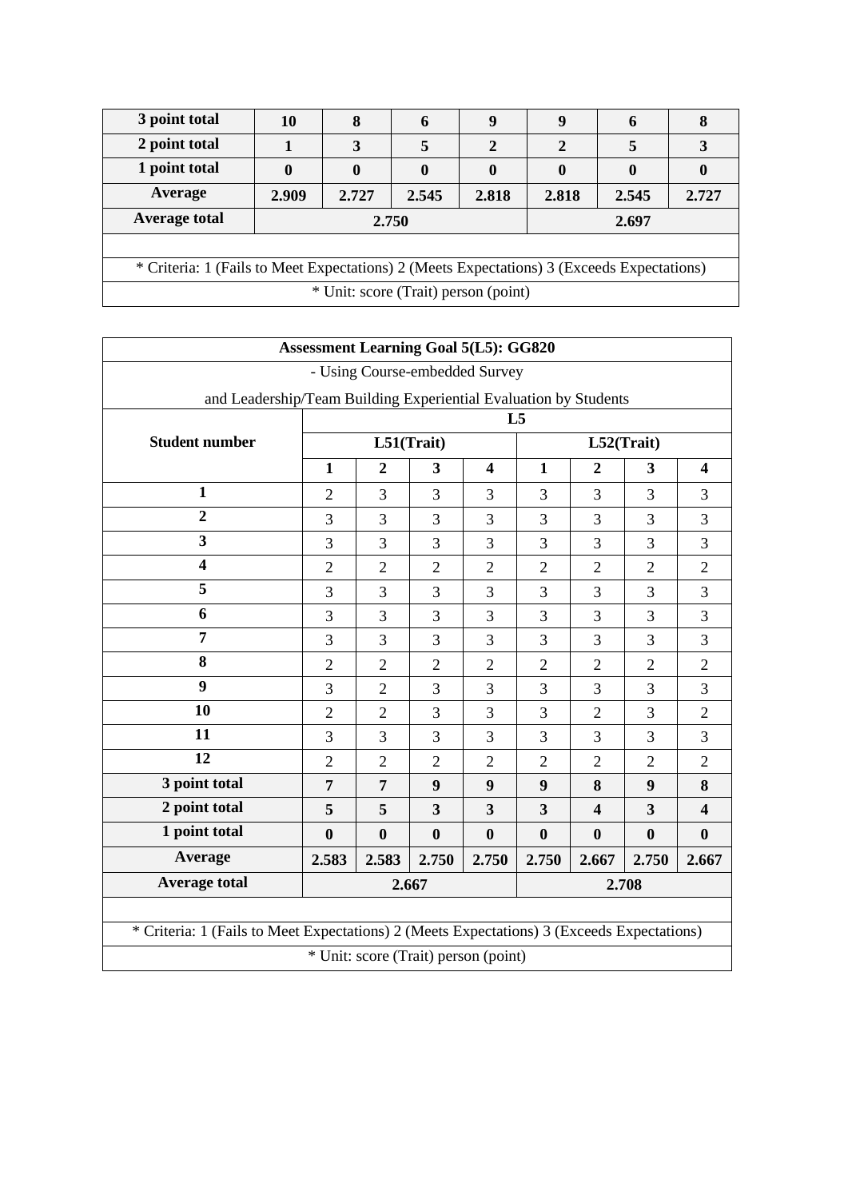| | | | | | | | |
|---|---|---|---|---|---|---|---|
| **3 point total** | **10** | **8** | **6** | **9** | **9** | **6** | **8** |
| **2 point total** | **1** | **3** | **5** | **2** | **2** | **5** | **3** |
| **1 point total** | **0** | **0** | **0** | **0** | **0** | **0** | **0** |
| **Average** | **2.909** | **2.727** | **2.545** | **2.818** | **2.818** | **2.545** | **2.727** |
| **Average total** | **2.750** | | | | **2.697** | | |
| | | | | | | | |
| * Criteria: 1 (Fails to Meet Expectations) 2 (Meets Expectations) 3 (Exceeds Expectations) | | | | | | | |
| * Unit: score (Trait) person (point) | | | | | | | |

| **Assessment Learning Goal 5(L5): GG820** | | | | | | | | |
|---|---|---|---|---|---|---|---|---|
| - Using Course-embedded Survey and Leadership/Team Building Experiential Evaluation by Students | | | | | | | | |
| **Student number** | **L5** | | | | | | | |
| | **L51(Trait)** | | | | **L52(Trait)** | | | |
| | **1** | **2** | **3** | **4** | **1** | **2** | **3** | **4** |
| **1** | 2 | 3 | 3 | 3 | 3 | 3 | 3 | 3 |
| **2** | 3 | 3 | 3 | 3 | 3 | 3 | 3 | 3 |
| **3** | 3 | 3 | 3 | 3 | 3 | 3 | 3 | 3 |
| **4** | 2 | 2 | 2 | 2 | 2 | 2 | 2 | 2 |
| **5** | 3 | 3 | 3 | 3 | 3 | 3 | 3 | 3 |
| **6** | 3 | 3 | 3 | 3 | 3 | 3 | 3 | 3 |
| **7** | 3 | 3 | 3 | 3 | 3 | 3 | 3 | 3 |
| **8** | 2 | 2 | 2 | 2 | 2 | 2 | 2 | 2 |
| **9** | 3 | 2 | 3 | 3 | 3 | 3 | 3 | 3 |
| **10** | 2 | 2 | 3 | 3 | 3 | 2 | 3 | 2 |
| **11** | 3 | 3 | 3 | 3 | 3 | 3 | 3 | 3 |
| **12** | 2 | 2 | 2 | 2 | 2 | 2 | 2 | 2 |
| **3 point total** | **7** | **7** | **9** | **9** | **9** | **8** | **9** | **8** |
| **2 point total** | **5** | **5** | **3** | **3** | **3** | **4** | **3** | **4** |
| **1 point total** | **0** | **0** | **0** | **0** | **0** | **0** | **0** | **0** |
| **Average** | **2.583** | **2.583** | **2.750** | **2.750** | **2.750** | **2.667** | **2.750** | **2.667** |
| **Average total** | **2.667** | | | | **2.708** | | | |
| | | | | | | | | |
| * Criteria: 1 (Fails to Meet Expectations) 2 (Meets Expectations) 3 (Exceeds Expectations) | | | | | | | | |
| * Unit: score (Trait) person (point) | | | | | | | | |